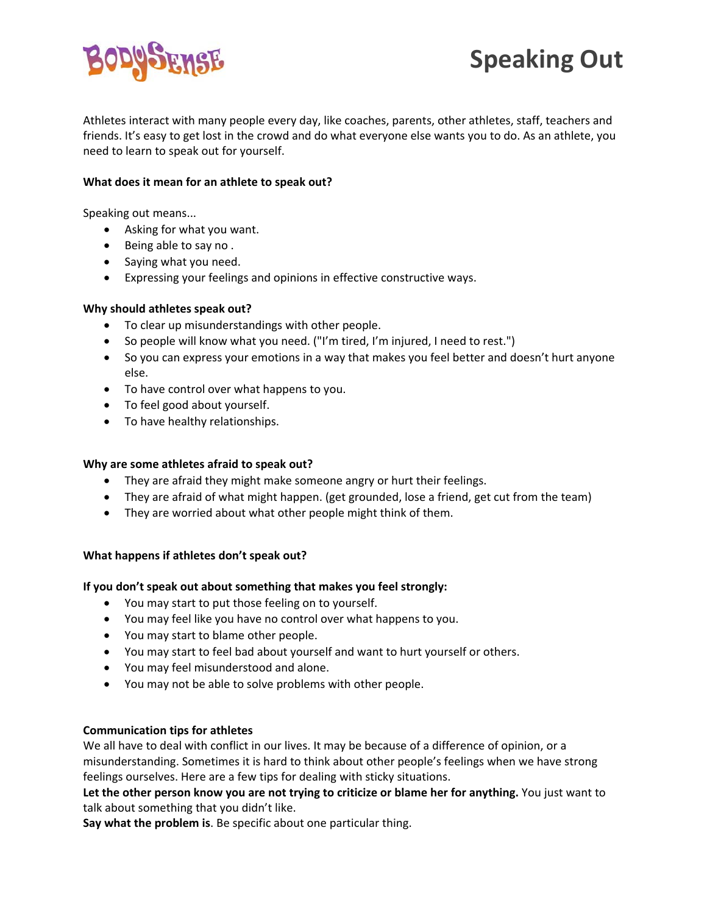# Speaking Out

Athletes interact with many people every day, like coaches, parents, other athletes, staff, teachers and friends. It's easy to get lost in the crowd and do what everyone else wants you to do. As an athlete, you need to learn to speak out for yourself.

**What does it mean for an athlete to speak out?**

Speaking out means...

- Asking for what you want.
- Being able to say no .
- Saying what you need.
- Expressing your feelings and opinions in effective constructive ways.

**Why should athletes speak out?**

- To clear up misunderstandings with other people.
- So people will know what you need. ("I'm tired, I'm injured, I need to rest.")
- So you can express your emotions in a way that makes you feel better and doesn't hurt anyone else.
- To have control over what happens to you.
- To feel good about yourself.
- To have healthy relationships.

**Why are some athletes afraid to speak out?**

- They are afraid they might make someone angry or hurt their feelings.
- They are afraid of what might happen. (get grounded, lose a friend, get cut from the team)
- They are worried about what other people might think of them.

**What happens if athletes don't speak out?**

**If you don't speak out about something that makes you feel strongly:**

- You may start to put those feeling on to yourself.
- You may feel like you have no control over what happens to you.
- You may start to blame other people.
- You may start to feel bad about yourself and want to hurt yourself or others.
- You may feel misunderstood and alone.
- You may not be able to solve problems with other people.

**Communication tips for athletes**

We all have to deal with conflict in our lives. It may be because of a difference of opinion, or a misunderstanding. Sometimes it is hard to think about other people's feelings when we have strong feelings ourselves. Here are a few tips for dealing with sticky situations.

**Let the other person know you are not trying to criticize or blame her for anything.** You just want to talk about something that you didn't like.

**Say what the problem is**. Be specific about one particular thing.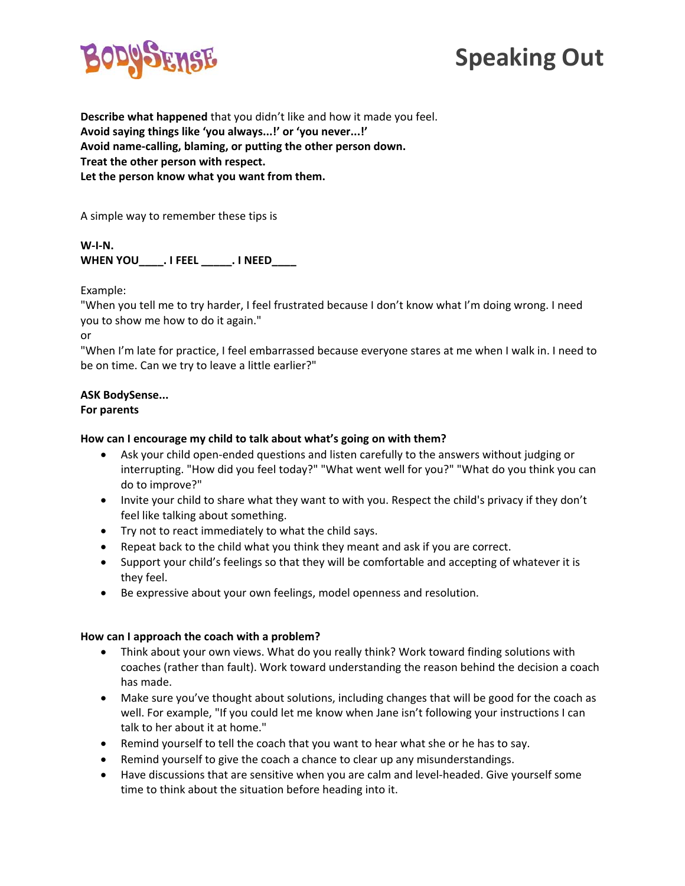# Speaking Out

**Describe what happened** that you didn't like and how it made you feel.
**Avoid saying things like 'you always...!' or 'you never...!'**
**Avoid name-calling, blaming, or putting the other person down.**
**Treat the other person with respect.**
**Let the person know what you want from them.**

A simple way to remember these tips is

**W-I-N.**
**WHEN YOU____. I FEEL _____. I NEED____**

Example:
"When you tell me to try harder, I feel frustrated because I don't know what I'm doing wrong. I need you to show me how to do it again."
or
"When I'm late for practice, I feel embarrassed because everyone stares at me when I walk in. I need to be on time. Can we try to leave a little earlier?"

**ASK BodySense...**
**For parents**

**How can I encourage my child to talk about what's going on with them?**

- Ask your child open-ended questions and listen carefully to the answers without judging or interrupting. "How did you feel today?" "What went well for you?" "What do you think you can do to improve?"
- Invite your child to share what they want to with you. Respect the child's privacy if they don't feel like talking about something.
- Try not to react immediately to what the child says.
- Repeat back to the child what you think they meant and ask if you are correct.
- Support your child's feelings so that they will be comfortable and accepting of whatever it is they feel.
- Be expressive about your own feelings, model openness and resolution.

**How can I approach the coach with a problem?**

- Think about your own views. What do you really think? Work toward finding solutions with coaches (rather than fault). Work toward understanding the reason behind the decision a coach has made.
- Make sure you've thought about solutions, including changes that will be good for the coach as well. For example, "If you could let me know when Jane isn't following your instructions I can talk to her about it at home."
- Remind yourself to tell the coach that you want to hear what she or he has to say.
- Remind yourself to give the coach a chance to clear up any misunderstandings.
- Have discussions that are sensitive when you are calm and level-headed. Give yourself some time to think about the situation before heading into it.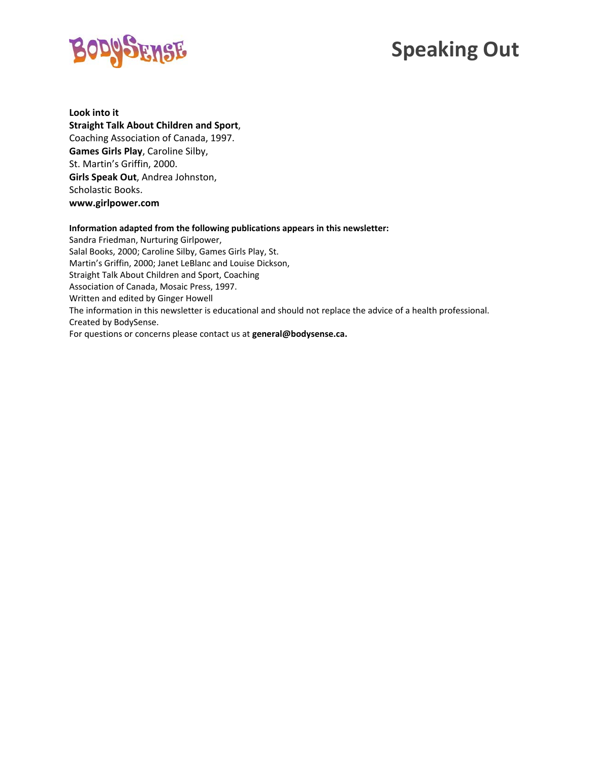**Look into it**

**Straight Talk About Children and Sport**, Coaching Association of Canada, 1997.

**Games Girls Play**, Caroline Silby, St. Martin's Griffin, 2000.

**Girls Speak Out**, Andrea Johnston, Scholastic Books.

**www.girlpower.com**

**Information adapted from the following publications appears in this newsletter:**
Sandra Friedman, Nurturing Girlpower, Salal Books, 2000; Caroline Silby, Games Girls Play, St. Martin's Griffin, 2000; Janet LeBlanc and Louise Dickson, Straight Talk About Children and Sport, Coaching Association of Canada, Mosaic Press, 1997.

Written and edited by Ginger Howell

The information in this newsletter is educational and should not replace the advice of a health professional.

Created by BodySense.

For questions or concerns please contact us at **general@bodysense.ca.**